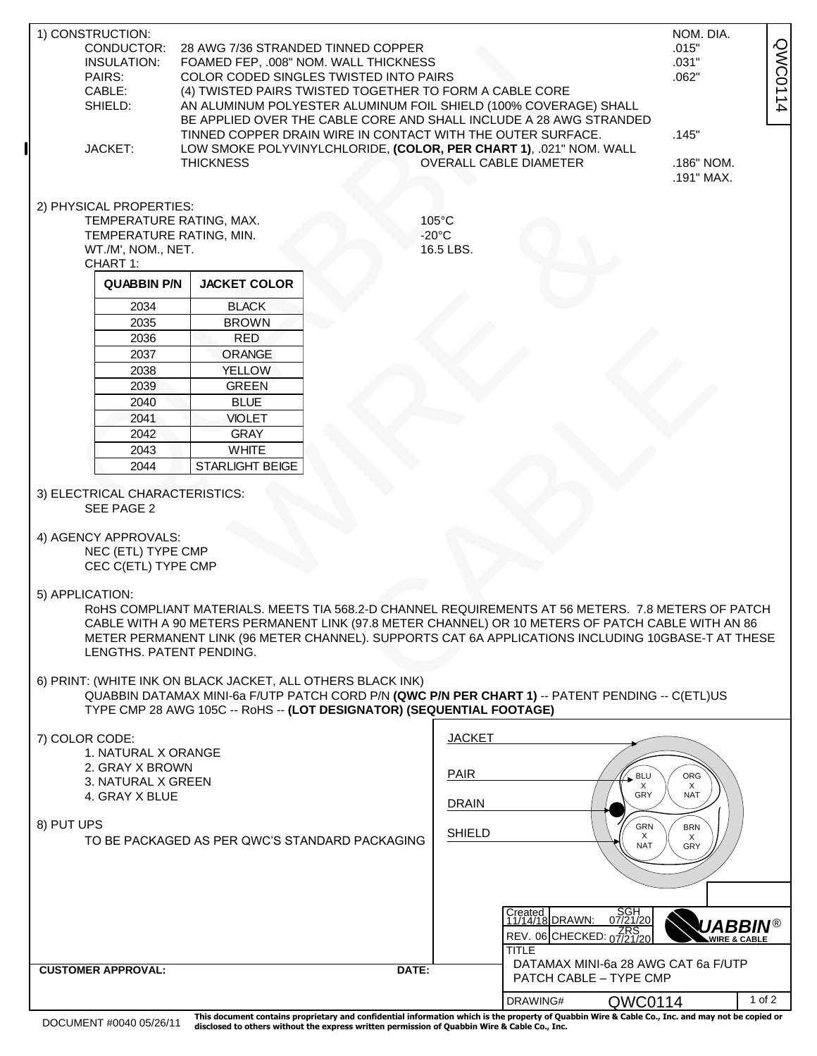QWC0114

## 1) CONSTRUCTION:

| | | NOM. DIA. |
|---|---|---|
| CONDUCTOR: | 28 AWG 7/36 STRANDED TINNED COPPER | .015" |
| INSULATION: | FOAMED FEP, .008" NOM. WALL THICKNESS | .031" |
| PAIRS: | COLOR CODED SINGLES TWISTED INTO PAIRS | .062" |
| CABLE: | (4) TWISTED PAIRS TWISTED TOGETHER TO FORM A CABLE CORE | |
| SHIELD: | AN ALUMINUM POLYESTER ALUMINUM FOIL SHIELD (100% COVERAGE) SHALL BE APPLIED OVER THE CABLE CORE AND SHALL INCLUDE A 28 AWG STRANDED TINNED COPPER DRAIN WIRE IN CONTACT WITH THE OUTER SURFACE. | .145" |
| JACKET: | LOW SMOKE POLYVINYLCHLORIDE, **(COLOR, PER CHART 1)**, .021" NOM. WALL THICKNESS — OVERALL CABLE DIAMETER | .186" NOM. .191" MAX. |

## 2) PHYSICAL PROPERTIES:

| | |
|---|---|
| TEMPERATURE RATING, MAX. | 105°C |
| TEMPERATURE RATING, MIN. | -20°C |
| WT./M', NOM., NET. | 16.5 LBS. |

CHART 1:

| QUABBIN P/N | JACKET COLOR |
|---|---|
| 2034 | BLACK |
| 2035 | BROWN |
| 2036 | RED |
| 2037 | ORANGE |
| 2038 | YELLOW |
| 2039 | GREEN |
| 2040 | BLUE |
| 2041 | VIOLET |
| 2042 | GRAY |
| 2043 | WHITE |
| 2044 | STARLIGHT BEIGE |

## 3) ELECTRICAL CHARACTERISTICS:

SEE PAGE 2

## 4) AGENCY APPROVALS:

NEC (ETL) TYPE CMP
CEC C(ETL) TYPE CMP

## 5) APPLICATION:

RoHS COMPLIANT MATERIALS. MEETS TIA 568.2-D CHANNEL REQUIREMENTS AT 56 METERS. 7.8 METERS OF PATCH CABLE WITH A 90 METERS PERMANENT LINK (97.8 METER CHANNEL) OR 10 METERS OF PATCH CABLE WITH AN 86 METER PERMANENT LINK (96 METER CHANNEL). SUPPORTS CAT 6A APPLICATIONS INCLUDING 10GBASE-T AT THESE LENGTHS. PATENT PENDING.

## 6) PRINT: (WHITE INK ON BLACK JACKET, ALL OTHERS BLACK INK)

QUABBIN DATAMAX MINI-6a F/UTP PATCH CORD P/N **(QWC P/N PER CHART 1)** -- PATENT PENDING -- C(ETL)US TYPE CMP 28 AWG 105C -- RoHS -- **(LOT DESIGNATOR) (SEQUENTIAL FOOTAGE)**

## 7) COLOR CODE:

1. NATURAL X ORANGE
2. GRAY X BROWN
3. NATURAL X GREEN
4. GRAY X BLUE

JACKET
PAIR
DRAIN
SHIELD

BLU X GRY — ORG X NAT — GRN X NAT — BRN X GRY

## 8) PUT UPS

TO BE PACKAGED AS PER QWC'S STANDARD PACKAGING

**CUSTOMER APPROVAL:** **DATE:**

| | | |
|---|---|---|
| Created 11/14/18 | DRAWN: SGH 07/21/20 | QUABBIN® WIRE & CABLE |
| REV. 06 | CHECKED: ZRS 07/21/20 | |

TITLE
DATAMAX MINI-6a 28 AWG CAT 6a F/UTP PATCH CABLE – TYPE CMP

DRAWING# QWC0114

DOCUMENT #0040 05/26/11

**This document contains proprietary and confidential information which is the property of Quabbin Wire & Cable Co., Inc. and may not be copied or disclosed to others without the express written permission of Quabbin Wire & Cable Co., Inc.**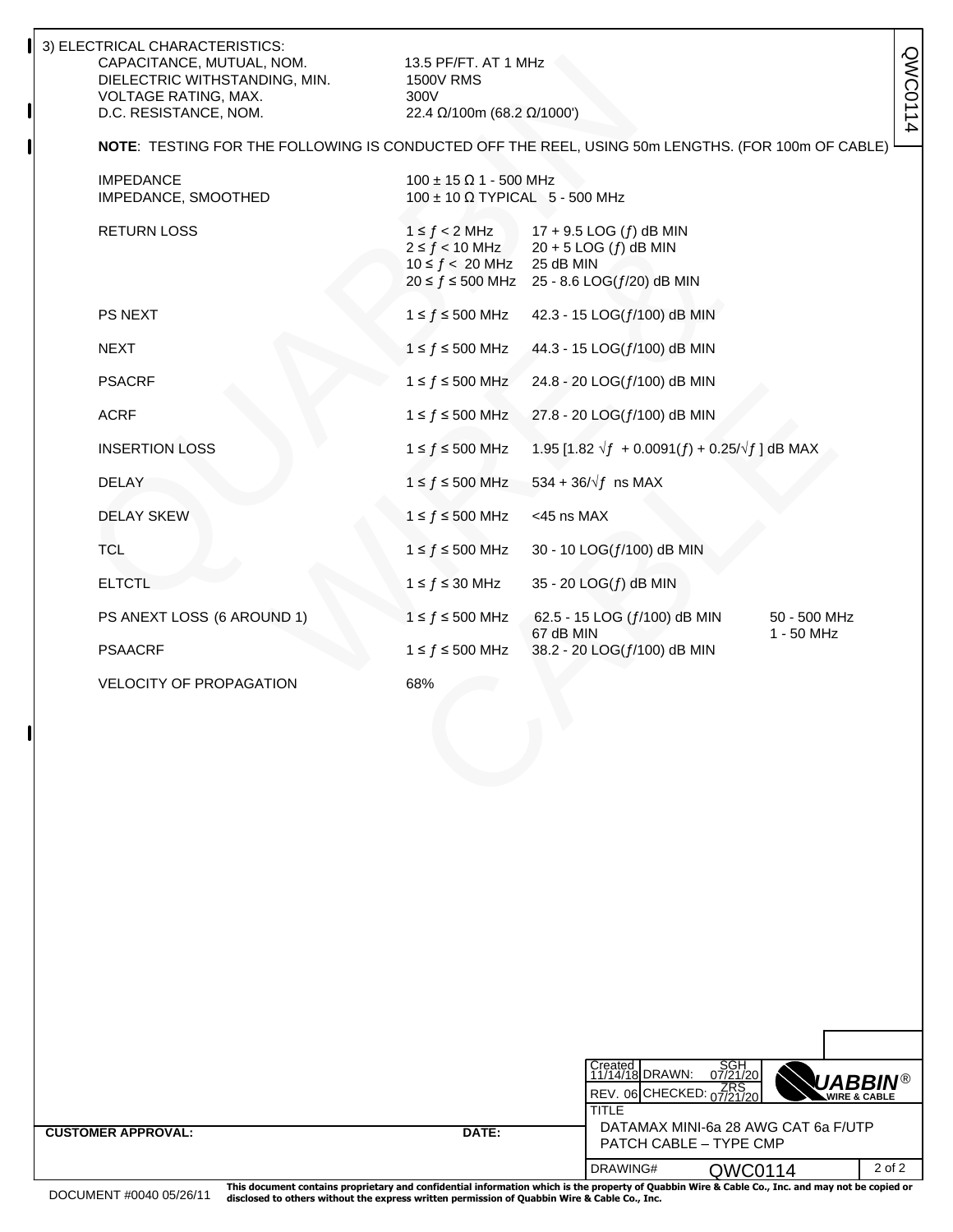3) ELECTRICAL CHARACTERISTICS:

| | |
|---|---|
| CAPACITANCE, MUTUAL, NOM. | 13.5 PF/FT. AT 1 MHz |
| DIELECTRIC WITHSTANDING, MIN. | 1500V RMS |
| VOLTAGE RATING, MAX. | 300V |
| D.C. RESISTANCE, NOM. | 22.4 Ω/100m (68.2 Ω/1000') |

**NOTE**: TESTING FOR THE FOLLOWING IS CONDUCTED OFF THE REEL, USING 50m LENGTHS. (FOR 100m OF CABLE)

| | | | |
|---|---|---|---|
| IMPEDANCE | 100 ± 15 Ω 1 - 500 MHz | | |
| IMPEDANCE, SMOOTHED | 100 ± 10 Ω TYPICAL 5 - 500 MHz | | |
| RETURN LOSS | $1 \le f < 2$ MHz | 17 + 9.5 LOG ($f$) dB MIN | |
| | $2 \le f < 10$ MHz | 20 + 5 LOG ($f$) dB MIN | |
| | $10 \le f < 20$ MHz | 25 dB MIN | |
| | $20 \le f \le 500$ MHz | 25 - 8.6 LOG($f$/20) dB MIN | |
| PS NEXT | $1 \le f \le 500$ MHz | 42.3 - 15 LOG($f$/100) dB MIN | |
| NEXT | $1 \le f \le 500$ MHz | 44.3 - 15 LOG($f$/100) dB MIN | |
| PSACRF | $1 \le f \le 500$ MHz | 24.8 - 20 LOG($f$/100) dB MIN | |
| ACRF | $1 \le f \le 500$ MHz | 27.8 - 20 LOG($f$/100) dB MIN | |
| INSERTION LOSS | $1 \le f \le 500$ MHz | 1.95 [1.82 $\sqrt{f}$ + 0.0091($f$) + 0.25/$\sqrt{f}$ ] dB MAX | |
| DELAY | $1 \le f \le 500$ MHz | 534 + 36/$\sqrt{f}$ ns MAX | |
| DELAY SKEW | $1 \le f \le 500$ MHz | <45 ns MAX | |
| TCL | $1 \le f \le 500$ MHz | 30 - 10 LOG($f$/100) dB MIN | |
| ELTCTL | $1 \le f \le 30$ MHz | 35 - 20 LOG($f$) dB MIN | |
| PS ANEXT LOSS (6 AROUND 1) | $1 \le f \le 500$ MHz | 62.5 - 15 LOG ($f$/100) dB MIN | 50 - 500 MHz |
| | | 67 dB MIN | 1 - 50 MHz |
| PSAACRF | $1 \le f \le 500$ MHz | 38.2 - 20 LOG($f$/100) dB MIN | |
| VELOCITY OF PROPAGATION | 68% | | |

**CUSTOMER APPROVAL:** **DATE:**

| | | |
|---|---|---|
| Created 11/14/18 | DRAWN: SGH 07/21/20 | QUABBIN® WIRE & CABLE |
| REV. 06 | CHECKED: ZRS 07/21/20 | |
| TITLE | DATAMAX MINI-6a 28 AWG CAT 6a F/UTP PATCH CABLE – TYPE CMP | |
| DRAWING# | QWC0114 | |

DOCUMENT #0040 05/26/11

**This document contains proprietary and confidential information which is the property of Quabbin Wire & Cable Co., Inc. and may not be copied or disclosed to others without the express written permission of Quabbin Wire & Cable Co., Inc.**